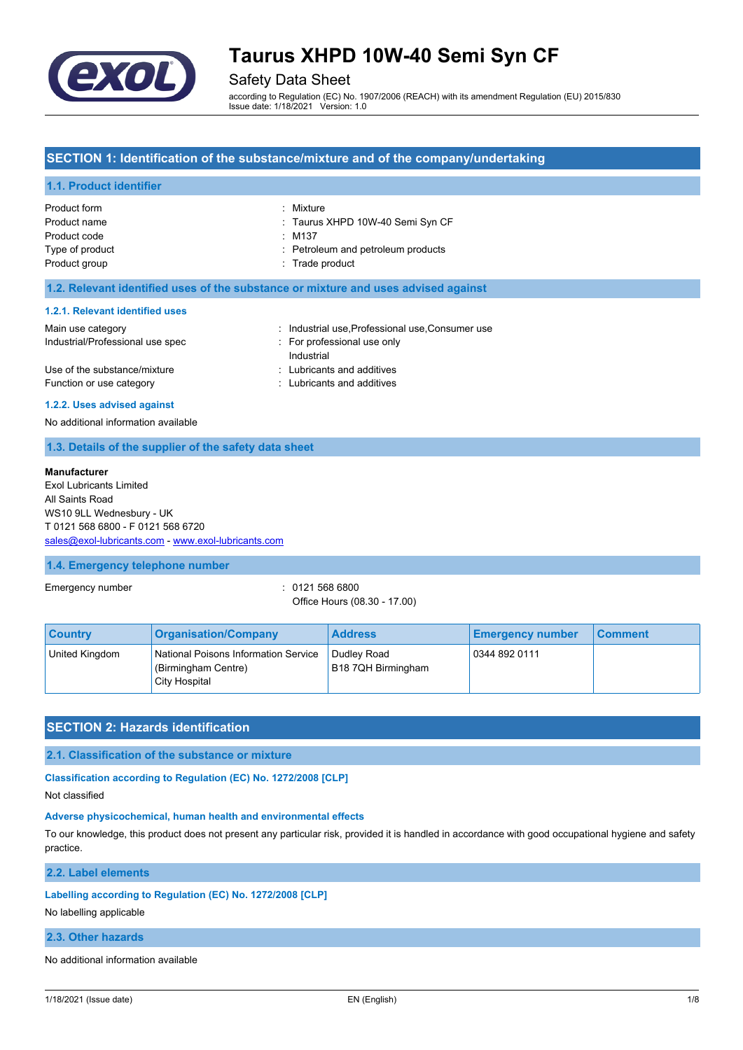# Taurus XHPD 10W-40 Semi Syn CF

Safety Data Sheet

according to Regulation (EC) No. 1907/2006 (REACH) with its amendment Regulation (EU) 2015/830
Issue date: 1/18/2021 Version: 1.0

## SECTION 1: Identification of the substance/mixture and of the company/undertaking

### 1.1. Product identifier

| | |
|---|---|
| Product form | : Mixture |
| Product name | : Taurus XHPD 10W-40 Semi Syn CF |
| Product code | : M137 |
| Type of product | : Petroleum and petroleum products |
| Product group | : Trade product |

### 1.2. Relevant identified uses of the substance or mixture and uses advised against

#### 1.2.1. Relevant identified uses

| | |
|---|---|
| Main use category | : Industrial use,Professional use,Consumer use |
| Industrial/Professional use spec | : For professional use only<br>Industrial |
| Use of the substance/mixture | : Lubricants and additives |
| Function or use category | : Lubricants and additives |

#### 1.2.2. Uses advised against

No additional information available

### 1.3. Details of the supplier of the safety data sheet

**Manufacturer**
Exol Lubricants Limited
All Saints Road
WS10 9LL Wednesbury - UK
T 0121 568 6800 - F 0121 568 6720
sales@exol-lubricants.com - www.exol-lubricants.com

### 1.4. Emergency telephone number

Emergency number : 0121 568 6800
Office Hours (08.30 - 17.00)

| Country | Organisation/Company | Address | Emergency number | Comment |
|---|---|---|---|---|
| United Kingdom | National Poisons Information Service (Birmingham Centre) City Hospital | Dudley Road B18 7QH Birmingham | 0344 892 0111 | |

## SECTION 2: Hazards identification

### 2.1. Classification of the substance or mixture

#### Classification according to Regulation (EC) No. 1272/2008 [CLP]

Not classified

#### Adverse physicochemical, human health and environmental effects

To our knowledge, this product does not present any particular risk, provided it is handled in accordance with good occupational hygiene and safety practice.

### 2.2. Label elements

#### Labelling according to Regulation (EC) No. 1272/2008 [CLP]

No labelling applicable

### 2.3. Other hazards

No additional information available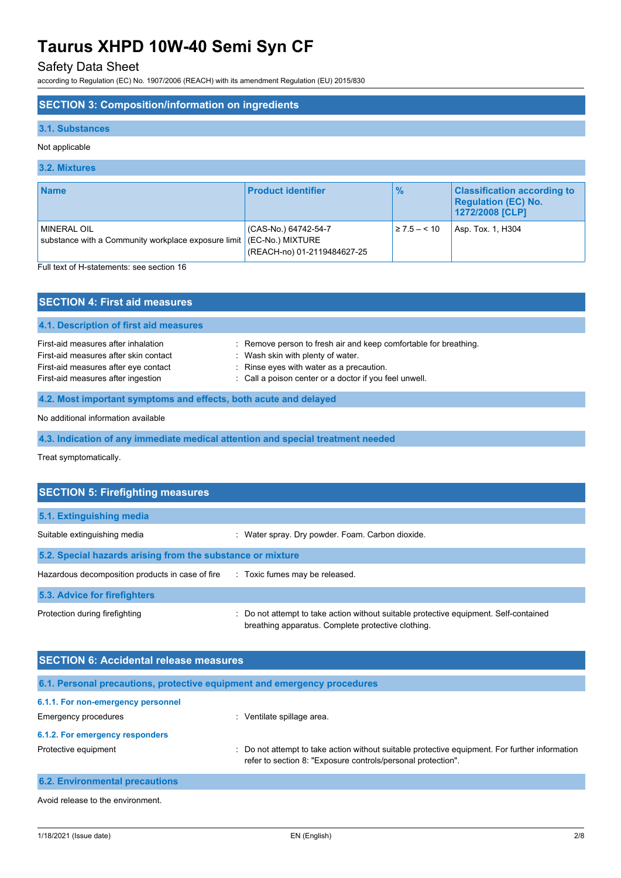## SECTION 3: Composition/information on ingredients

### 3.1. Substances

Not applicable

### 3.2. Mixtures

| Name | Product identifier | % | Classification according to Regulation (EC) No. 1272/2008 [CLP] |
|---|---|---|---|
| MINERAL OIL<br>substance with a Community workplace exposure limit | (CAS-No.) 64742-54-7<br>(EC-No.) MIXTURE<br>(REACH-no) 01-2119484627-25 | ≥ 7.5 – < 10 | Asp. Tox. 1, H304 |

Full text of H-statements: see section 16

## SECTION 4: First aid measures

### 4.1. Description of first aid measures

First-aid measures after inhalation : Remove person to fresh air and keep comfortable for breathing.

First-aid measures after skin contact : Wash skin with plenty of water.

First-aid measures after eye contact : Rinse eyes with water as a precaution.

First-aid measures after ingestion : Call a poison center or a doctor if you feel unwell.

### 4.2. Most important symptoms and effects, both acute and delayed

No additional information available

### 4.3. Indication of any immediate medical attention and special treatment needed

Treat symptomatically.

## SECTION 5: Firefighting measures

### 5.1. Extinguishing media

Suitable extinguishing media : Water spray. Dry powder. Foam. Carbon dioxide.

### 5.2. Special hazards arising from the substance or mixture

Hazardous decomposition products in case of fire : Toxic fumes may be released.

### 5.3. Advice for firefighters

Protection during firefighting : Do not attempt to take action without suitable protective equipment. Self-contained breathing apparatus. Complete protective clothing.

## SECTION 6: Accidental release measures

### 6.1. Personal precautions, protective equipment and emergency procedures

#### 6.1.1. For non-emergency personnel

Emergency procedures : Ventilate spillage area.

#### 6.1.2. For emergency responders

Protective equipment : Do not attempt to take action without suitable protective equipment. For further information refer to section 8: "Exposure controls/personal protection".

### 6.2. Environmental precautions

Avoid release to the environment.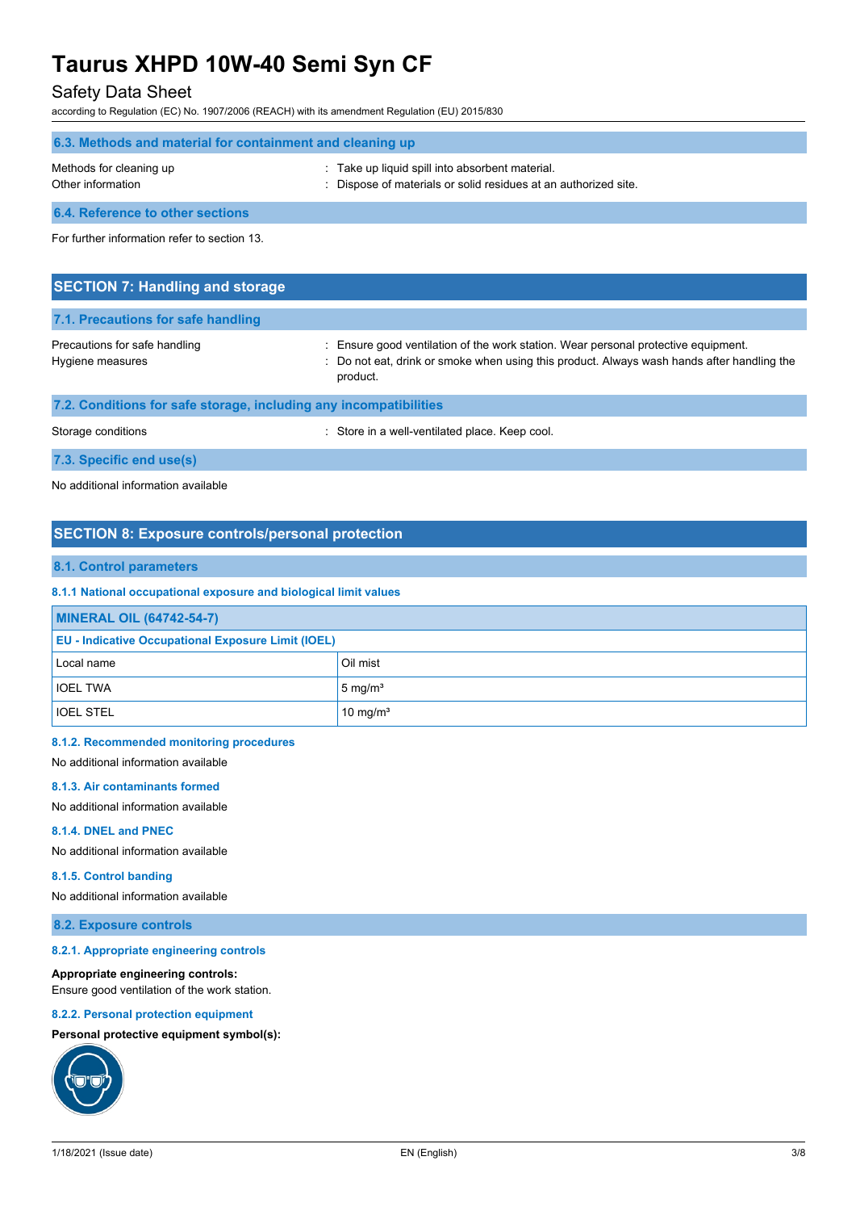### 6.3. Methods and material for containment and cleaning up

Methods for cleaning up : Take up liquid spill into absorbent material.

Other information : Dispose of materials or solid residues at an authorized site.

### 6.4. Reference to other sections

For further information refer to section 13.

## SECTION 7: Handling and storage

### 7.1. Precautions for safe handling

Precautions for safe handling : Ensure good ventilation of the work station. Wear personal protective equipment.

Hygiene measures : Do not eat, drink or smoke when using this product. Always wash hands after handling the product.

### 7.2. Conditions for safe storage, including any incompatibilities

Storage conditions : Store in a well-ventilated place. Keep cool.

### 7.3. Specific end use(s)

No additional information available

## SECTION 8: Exposure controls/personal protection

### 8.1. Control parameters

#### 8.1.1 National occupational exposure and biological limit values

| MINERAL OIL (64742-54-7) | |
|---|---|
| **EU - Indicative Occupational Exposure Limit (IOEL)** | |
| Local name | Oil mist |
| IOEL TWA | 5 mg/m³ |
| IOEL STEL | 10 mg/m³ |

#### 8.1.2. Recommended monitoring procedures

No additional information available

#### 8.1.3. Air contaminants formed

No additional information available

#### 8.1.4. DNEL and PNEC

No additional information available

#### 8.1.5. Control banding

No additional information available

### 8.2. Exposure controls

#### 8.2.1. Appropriate engineering controls

**Appropriate engineering controls:**
Ensure good ventilation of the work station.

#### 8.2.2. Personal protection equipment

**Personal protective equipment symbol(s):**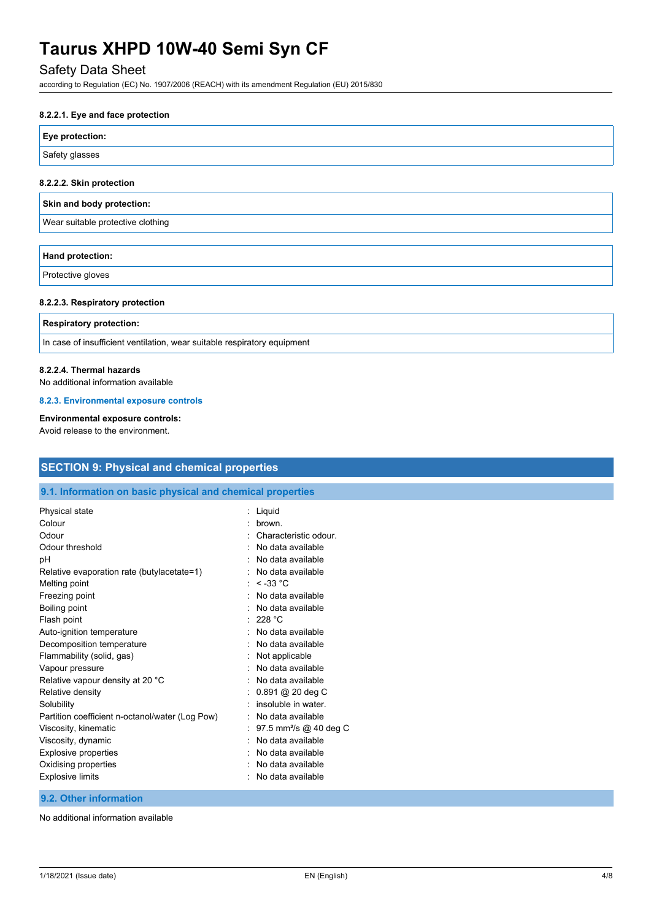#### 8.2.2.1. Eye and face protection

| Eye protection: |
| --- |
| Safety glasses |

#### 8.2.2.2. Skin protection

| Skin and body protection: |
| --- |
| Wear suitable protective clothing |

| Hand protection: |
| --- |
| Protective gloves |

#### 8.2.2.3. Respiratory protection

| Respiratory protection: |
| --- |
| In case of insufficient ventilation, wear suitable respiratory equipment |

#### 8.2.2.4. Thermal hazards

No additional information available

#### 8.2.3. Environmental exposure controls

**Environmental exposure controls:**

Avoid release to the environment.

## SECTION 9: Physical and chemical properties

### 9.1. Information on basic physical and chemical properties

| Property | Value |
| --- | --- |
| Physical state | Liquid |
| Colour | brown. |
| Odour | Characteristic odour. |
| Odour threshold | No data available |
| pH | No data available |
| Relative evaporation rate (butylacetate=1) | No data available |
| Melting point | < -33 °C |
| Freezing point | No data available |
| Boiling point | No data available |
| Flash point | 228 °C |
| Auto-ignition temperature | No data available |
| Decomposition temperature | No data available |
| Flammability (solid, gas) | Not applicable |
| Vapour pressure | No data available |
| Relative vapour density at 20 °C | No data available |
| Relative density | 0.891 @ 20 deg C |
| Solubility | insoluble in water. |
| Partition coefficient n-octanol/water (Log Pow) | No data available |
| Viscosity, kinematic | 97.5 $mm^2/s$ @ 40 deg C |
| Viscosity, dynamic | No data available |
| Explosive properties | No data available |
| Oxidising properties | No data available |
| Explosive limits | No data available |

### 9.2. Other information

No additional information available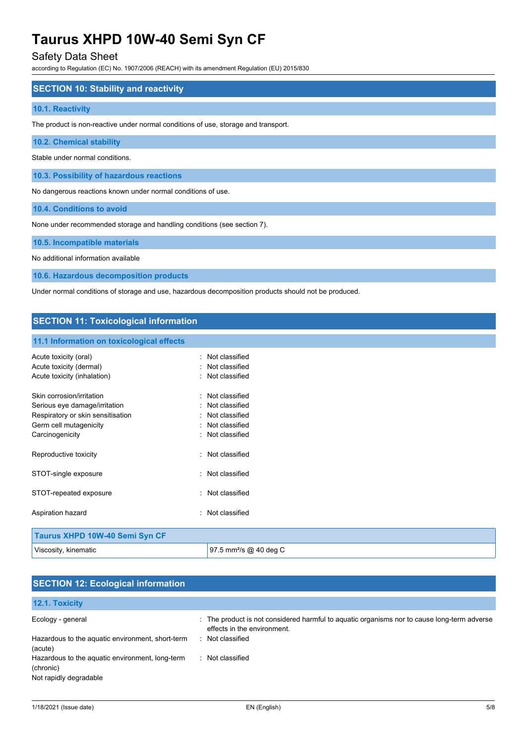## SECTION 10: Stability and reactivity

### 10.1. Reactivity

The product is non-reactive under normal conditions of use, storage and transport.

### 10.2. Chemical stability

Stable under normal conditions.

### 10.3. Possibility of hazardous reactions

No dangerous reactions known under normal conditions of use.

### 10.4. Conditions to avoid

None under recommended storage and handling conditions (see section 7).

### 10.5. Incompatible materials

No additional information available

### 10.6. Hazardous decomposition products

Under normal conditions of storage and use, hazardous decomposition products should not be produced.

## SECTION 11: Toxicological information

### 11.1 Information on toxicological effects

Acute toxicity (oral) : Not classified
Acute toxicity (dermal) : Not classified
Acute toxicity (inhalation) : Not classified

Skin corrosion/irritation : Not classified
Serious eye damage/irritation : Not classified
Respiratory or skin sensitisation : Not classified
Germ cell mutagenicity : Not classified
Carcinogenicity : Not classified

Reproductive toxicity : Not classified

STOT-single exposure : Not classified

STOT-repeated exposure : Not classified

Aspiration hazard : Not classified

| Taurus XHPD 10W-40 Semi Syn CF | |
|---|---|
| Viscosity, kinematic | 97.5 $mm^2/s$ @ 40 deg C |

## SECTION 12: Ecological information

### 12.1. Toxicity

Ecology - general : The product is not considered harmful to aquatic organisms nor to cause long-term adverse effects in the environment.
Hazardous to the aquatic environment, short-term (acute) : Not classified
Hazardous to the aquatic environment, long-term (chronic) : Not classified
Not rapidly degradable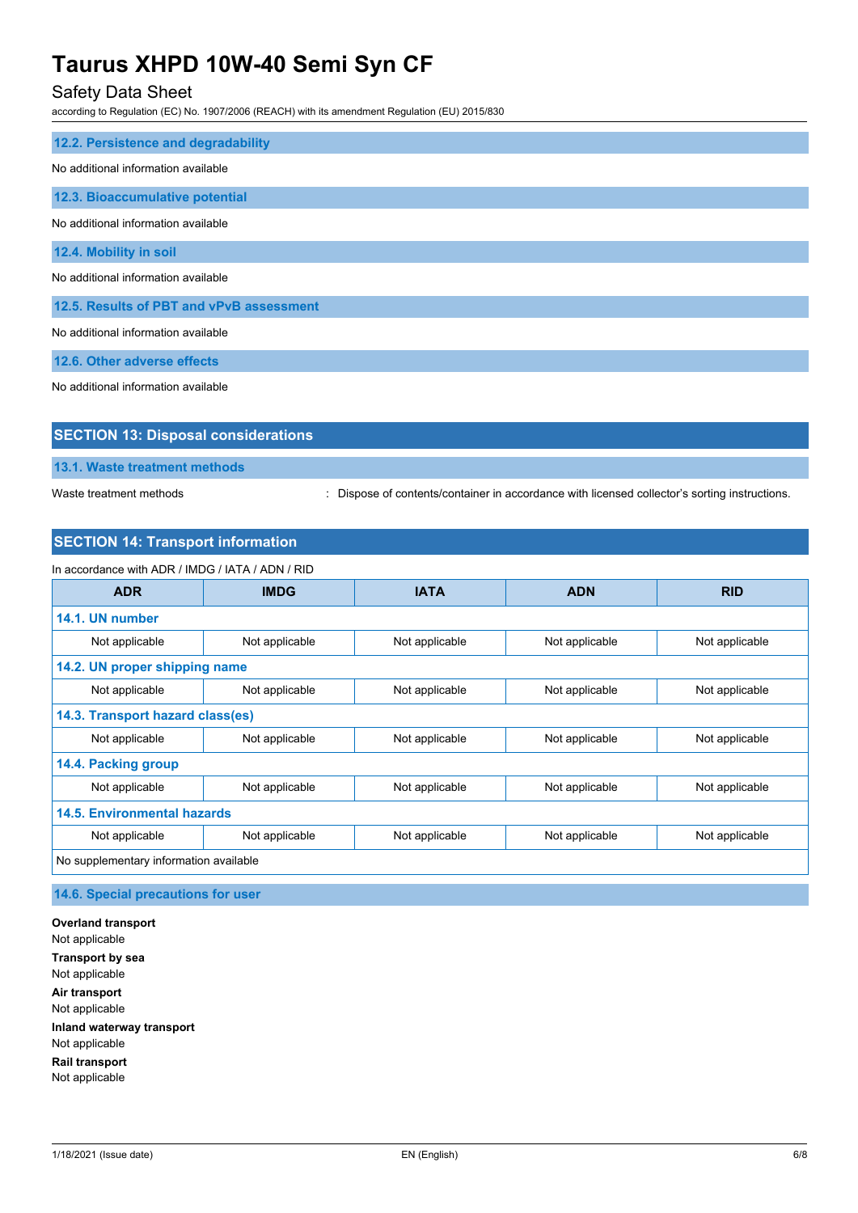### 12.2. Persistence and degradability

No additional information available

### 12.3. Bioaccumulative potential

No additional information available

### 12.4. Mobility in soil

No additional information available

### 12.5. Results of PBT and vPvB assessment

No additional information available

### 12.6. Other adverse effects

No additional information available

## SECTION 13: Disposal considerations

### 13.1. Waste treatment methods

Waste treatment methods : Dispose of contents/container in accordance with licensed collector's sorting instructions.

## SECTION 14: Transport information

In accordance with ADR / IMDG / IATA / ADN / RID

| ADR | IMDG | IATA | ADN | RID |
|---|---|---|---|---|
| **14.1. UN number** | | | | |
| Not applicable | Not applicable | Not applicable | Not applicable | Not applicable |
| **14.2. UN proper shipping name** | | | | |
| Not applicable | Not applicable | Not applicable | Not applicable | Not applicable |
| **14.3. Transport hazard class(es)** | | | | |
| Not applicable | Not applicable | Not applicable | Not applicable | Not applicable |
| **14.4. Packing group** | | | | |
| Not applicable | Not applicable | Not applicable | Not applicable | Not applicable |
| **14.5. Environmental hazards** | | | | |
| Not applicable | Not applicable | Not applicable | Not applicable | Not applicable |
| No supplementary information available | | | | |

### 14.6. Special precautions for user

**Overland transport**
Not applicable

**Transport by sea**
Not applicable

**Air transport**
Not applicable

**Inland waterway transport**
Not applicable

**Rail transport**
Not applicable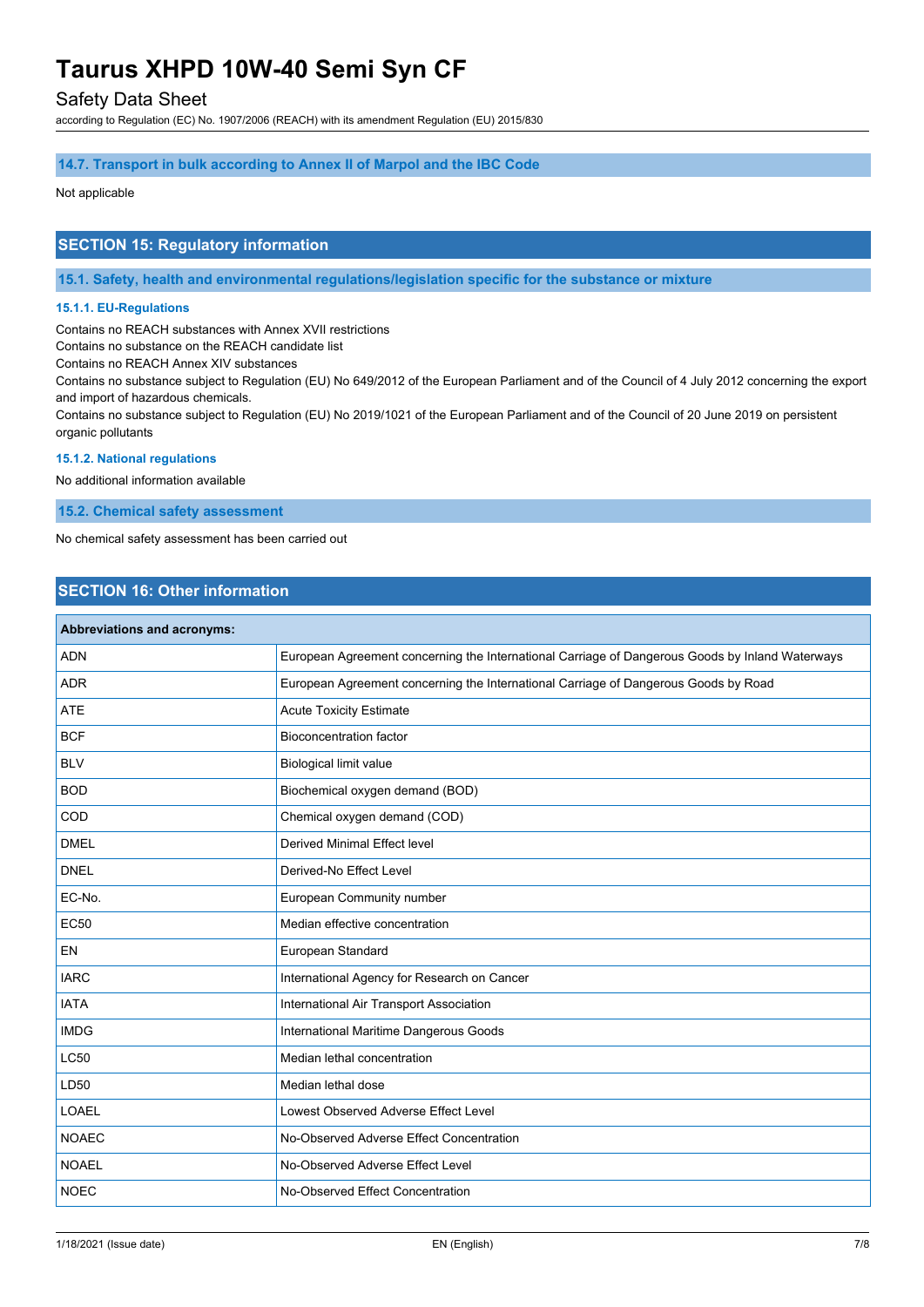### 14.7. Transport in bulk according to Annex II of Marpol and the IBC Code

Not applicable

## SECTION 15: Regulatory information

### 15.1. Safety, health and environmental regulations/legislation specific for the substance or mixture

#### 15.1.1. EU-Regulations

Contains no REACH substances with Annex XVII restrictions
Contains no substance on the REACH candidate list
Contains no REACH Annex XIV substances
Contains no substance subject to Regulation (EU) No 649/2012 of the European Parliament and of the Council of 4 July 2012 concerning the export and import of hazardous chemicals.
Contains no substance subject to Regulation (EU) No 2019/1021 of the European Parliament and of the Council of 20 June 2019 on persistent organic pollutants

#### 15.1.2. National regulations

No additional information available

### 15.2. Chemical safety assessment

No chemical safety assessment has been carried out

## SECTION 16: Other information

| Abbreviations and acronyms: | |
|---|---|
| ADN | European Agreement concerning the International Carriage of Dangerous Goods by Inland Waterways |
| ADR | European Agreement concerning the International Carriage of Dangerous Goods by Road |
| ATE | Acute Toxicity Estimate |
| BCF | Bioconcentration factor |
| BLV | Biological limit value |
| BOD | Biochemical oxygen demand (BOD) |
| COD | Chemical oxygen demand (COD) |
| DMEL | Derived Minimal Effect level |
| DNEL | Derived-No Effect Level |
| EC-No. | European Community number |
| EC50 | Median effective concentration |
| EN | European Standard |
| IARC | International Agency for Research on Cancer |
| IATA | International Air Transport Association |
| IMDG | International Maritime Dangerous Goods |
| LC50 | Median lethal concentration |
| LD50 | Median lethal dose |
| LOAEL | Lowest Observed Adverse Effect Level |
| NOAEC | No-Observed Adverse Effect Concentration |
| NOAEL | No-Observed Adverse Effect Level |
| NOEC | No-Observed Effect Concentration |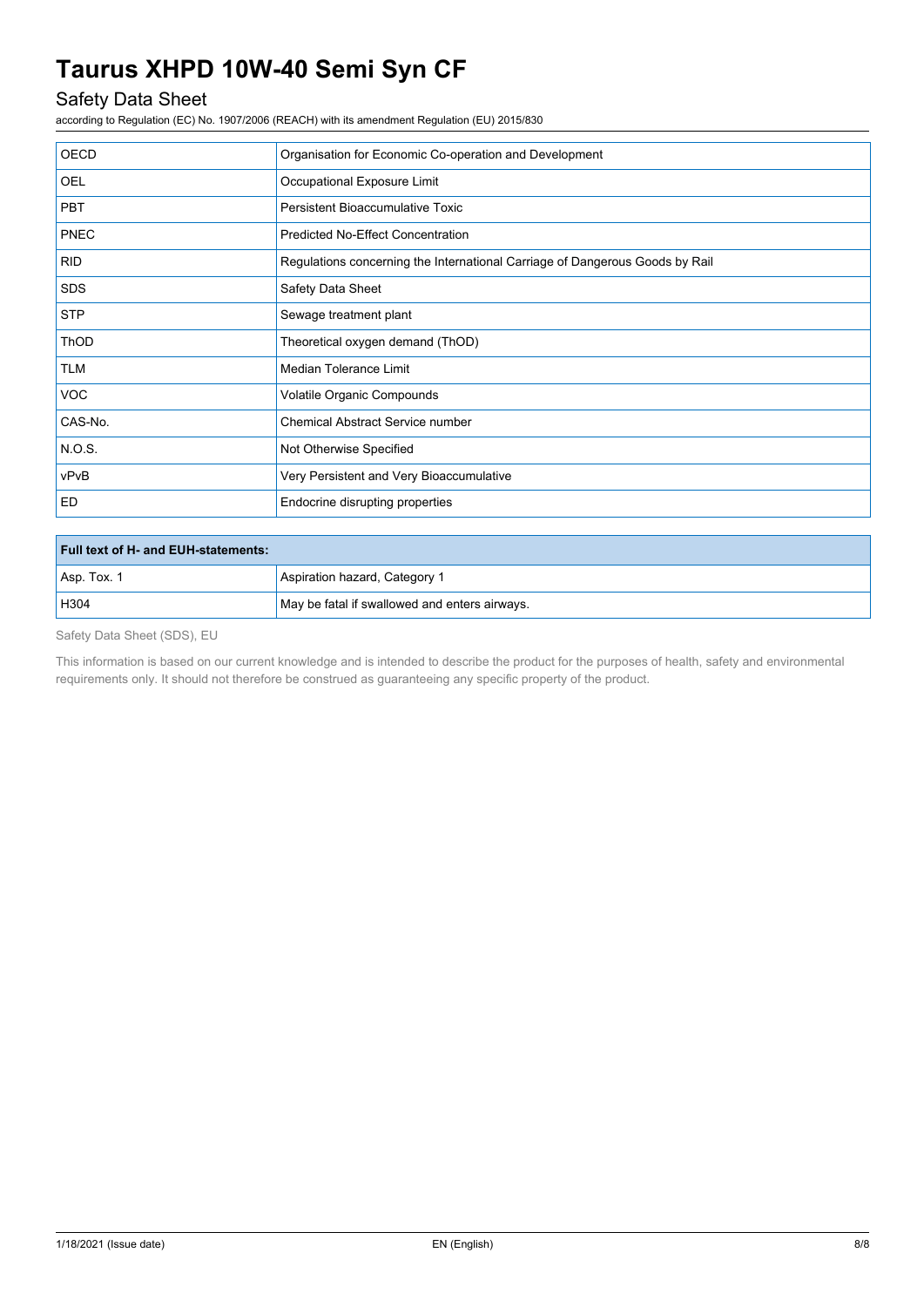| | |
|---|---|
| OECD | Organisation for Economic Co-operation and Development |
| OEL | Occupational Exposure Limit |
| PBT | Persistent Bioaccumulative Toxic |
| PNEC | Predicted No-Effect Concentration |
| RID | Regulations concerning the International Carriage of Dangerous Goods by Rail |
| SDS | Safety Data Sheet |
| STP | Sewage treatment plant |
| ThOD | Theoretical oxygen demand (ThOD) |
| TLM | Median Tolerance Limit |
| VOC | Volatile Organic Compounds |
| CAS-No. | Chemical Abstract Service number |
| N.O.S. | Not Otherwise Specified |
| vPvB | Very Persistent and Very Bioaccumulative |
| ED | Endocrine disrupting properties |

| **Full text of H- and EUH-statements:** | |
|---|---|
| Asp. Tox. 1 | Aspiration hazard, Category 1 |
| H304 | May be fatal if swallowed and enters airways. |

Safety Data Sheet (SDS), EU

This information is based on our current knowledge and is intended to describe the product for the purposes of health, safety and environmental requirements only. It should not therefore be construed as guaranteeing any specific property of the product.